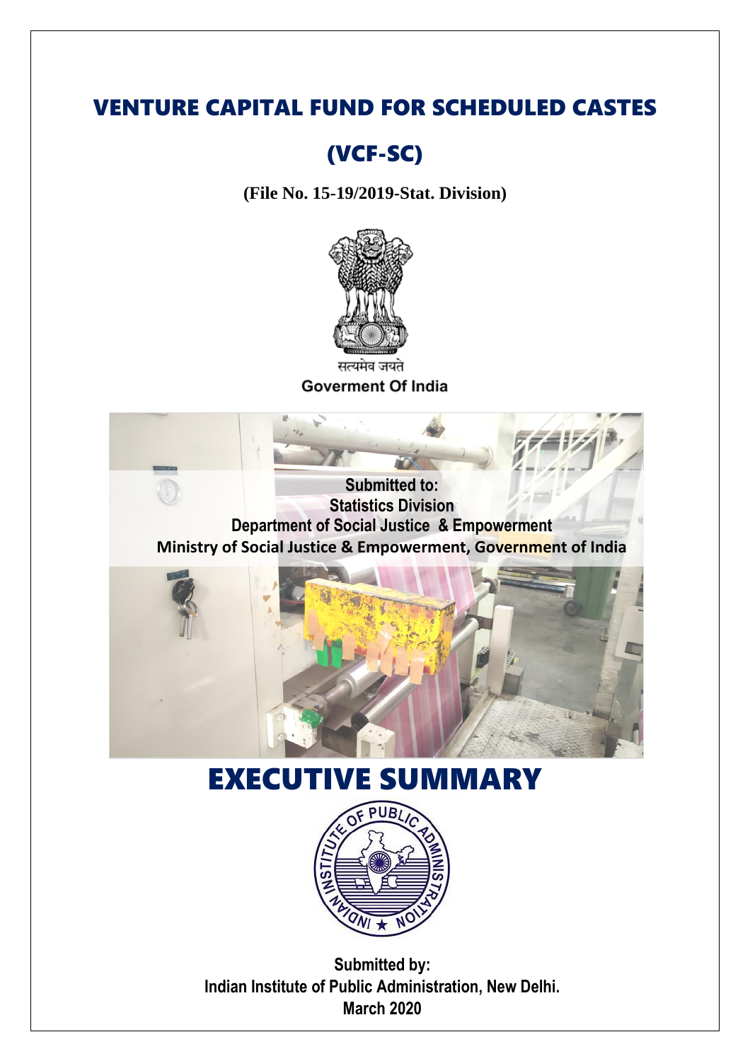# VENTURE CAPITAL FUND FOR SCHEDULED CASTES

# (VCF-SC)

**(File No. 15-19/2019-Stat. Division)**

सत्यमेव जयते

Goverment Of India

**Submitted to:**
**Statistics Division**
**Department of Social Justice & Empowerment**
**Ministry of Social Justice & Empowerment, Government of India**

# EXECUTIVE SUMMARY

**Submitted by:**
**Indian Institute of Public Administration, New Delhi.**
**March 2020**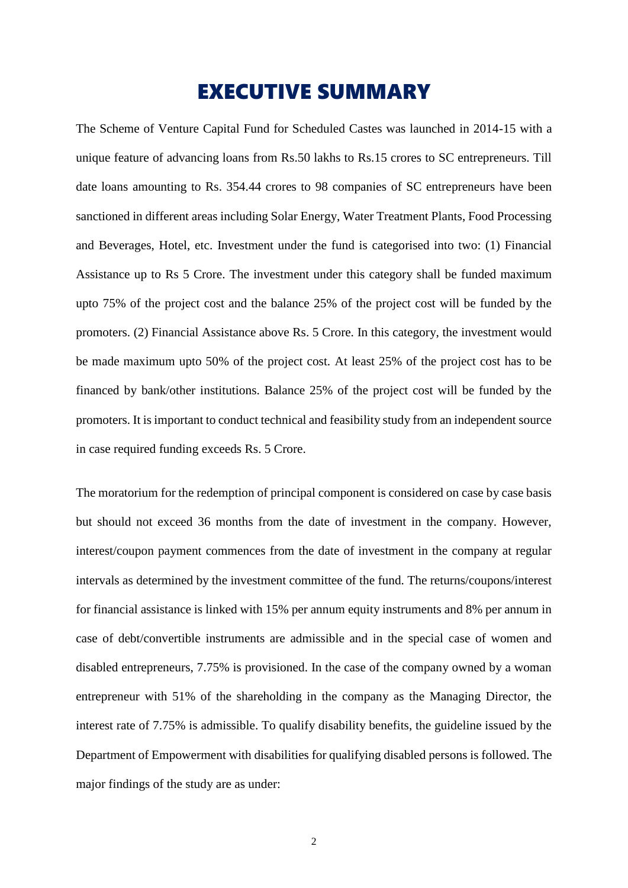# EXECUTIVE SUMMARY

The Scheme of Venture Capital Fund for Scheduled Castes was launched in 2014-15 with a unique feature of advancing loans from Rs.50 lakhs to Rs.15 crores to SC entrepreneurs. Till date loans amounting to Rs. 354.44 crores to 98 companies of SC entrepreneurs have been sanctioned in different areas including Solar Energy, Water Treatment Plants, Food Processing and Beverages, Hotel, etc. Investment under the fund is categorised into two: (1) Financial Assistance up to Rs 5 Crore. The investment under this category shall be funded maximum upto 75% of the project cost and the balance 25% of the project cost will be funded by the promoters. (2) Financial Assistance above Rs. 5 Crore. In this category, the investment would be made maximum upto 50% of the project cost. At least 25% of the project cost has to be financed by bank/other institutions. Balance 25% of the project cost will be funded by the promoters. It is important to conduct technical and feasibility study from an independent source in case required funding exceeds Rs. 5 Crore.

The moratorium for the redemption of principal component is considered on case by case basis but should not exceed 36 months from the date of investment in the company. However, interest/coupon payment commences from the date of investment in the company at regular intervals as determined by the investment committee of the fund. The returns/coupons/interest for financial assistance is linked with 15% per annum equity instruments and 8% per annum in case of debt/convertible instruments are admissible and in the special case of women and disabled entrepreneurs, 7.75% is provisioned. In the case of the company owned by a woman entrepreneur with 51% of the shareholding in the company as the Managing Director, the interest rate of 7.75% is admissible. To qualify disability benefits, the guideline issued by the Department of Empowerment with disabilities for qualifying disabled persons is followed. The major findings of the study are as under: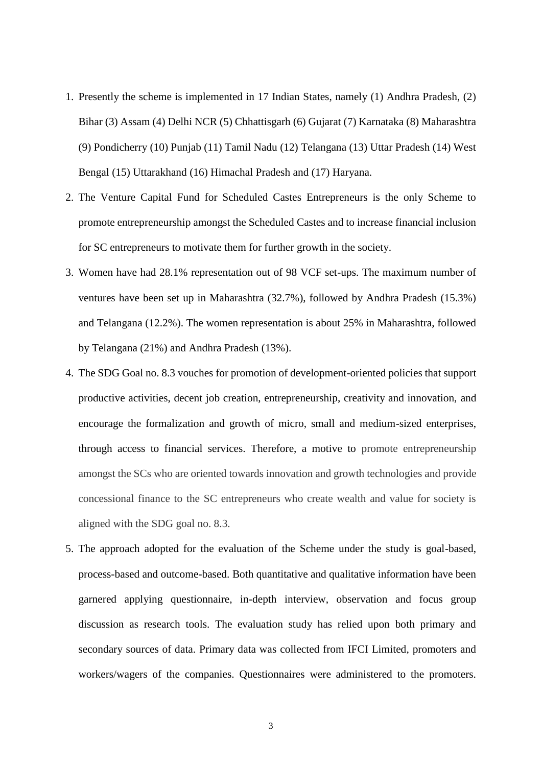1. Presently the scheme is implemented in 17 Indian States, namely (1) Andhra Pradesh, (2) Bihar (3) Assam (4) Delhi NCR (5) Chhattisgarh (6) Gujarat (7) Karnataka (8) Maharashtra (9) Pondicherry (10) Punjab (11) Tamil Nadu (12) Telangana (13) Uttar Pradesh (14) West Bengal (15) Uttarakhand (16) Himachal Pradesh and (17) Haryana.
2. The Venture Capital Fund for Scheduled Castes Entrepreneurs is the only Scheme to promote entrepreneurship amongst the Scheduled Castes and to increase financial inclusion for SC entrepreneurs to motivate them for further growth in the society.
3. Women have had 28.1% representation out of 98 VCF set-ups. The maximum number of ventures have been set up in Maharashtra (32.7%), followed by Andhra Pradesh (15.3%) and Telangana (12.2%). The women representation is about 25% in Maharashtra, followed by Telangana (21%) and Andhra Pradesh (13%).
4. The SDG Goal no. 8.3 vouches for promotion of development-oriented policies that support productive activities, decent job creation, entrepreneurship, creativity and innovation, and encourage the formalization and growth of micro, small and medium-sized enterprises, through access to financial services. Therefore, a motive to promote entrepreneurship amongst the SCs who are oriented towards innovation and growth technologies and provide concessional finance to the SC entrepreneurs who create wealth and value for society is aligned with the SDG goal no. 8.3.
5. The approach adopted for the evaluation of the Scheme under the study is goal-based, process-based and outcome-based. Both quantitative and qualitative information have been garnered applying questionnaire, in-depth interview, observation and focus group discussion as research tools. The evaluation study has relied upon both primary and secondary sources of data. Primary data was collected from IFCI Limited, promoters and workers/wagers of the companies. Questionnaires were administered to the promoters.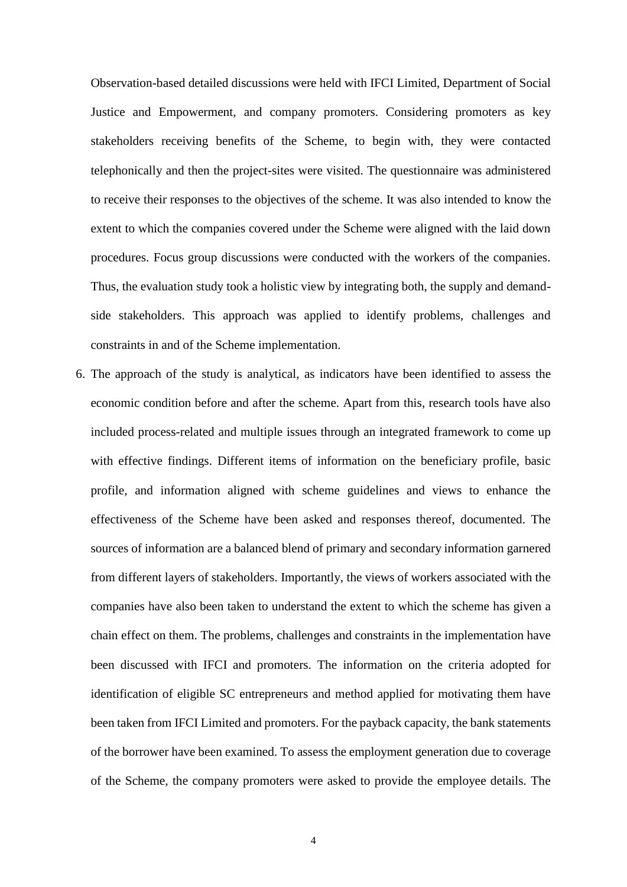Observation-based detailed discussions were held with IFCI Limited, Department of Social Justice and Empowerment, and company promoters. Considering promoters as key stakeholders receiving benefits of the Scheme, to begin with, they were contacted telephonically and then the project-sites were visited. The questionnaire was administered to receive their responses to the objectives of the scheme. It was also intended to know the extent to which the companies covered under the Scheme were aligned with the laid down procedures. Focus group discussions were conducted with the workers of the companies. Thus, the evaluation study took a holistic view by integrating both, the supply and demand-side stakeholders. This approach was applied to identify problems, challenges and constraints in and of the Scheme implementation.

6. The approach of the study is analytical, as indicators have been identified to assess the economic condition before and after the scheme. Apart from this, research tools have also included process-related and multiple issues through an integrated framework to come up with effective findings. Different items of information on the beneficiary profile, basic profile, and information aligned with scheme guidelines and views to enhance the effectiveness of the Scheme have been asked and responses thereof, documented. The sources of information are a balanced blend of primary and secondary information garnered from different layers of stakeholders. Importantly, the views of workers associated with the companies have also been taken to understand the extent to which the scheme has given a chain effect on them. The problems, challenges and constraints in the implementation have been discussed with IFCI and promoters. The information on the criteria adopted for identification of eligible SC entrepreneurs and method applied for motivating them have been taken from IFCI Limited and promoters. For the payback capacity, the bank statements of the borrower have been examined. To assess the employment generation due to coverage of the Scheme, the company promoters were asked to provide the employee details. The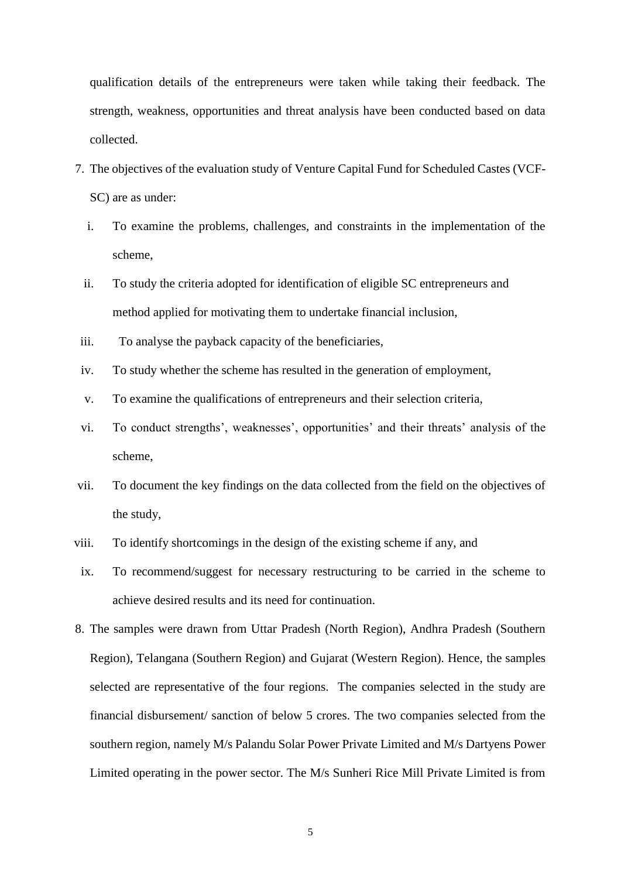qualification details of the entrepreneurs were taken while taking their feedback. The strength, weakness, opportunities and threat analysis have been conducted based on data collected.

7. The objectives of the evaluation study of Venture Capital Fund for Scheduled Castes (VCF-SC) are as under:
   i. To examine the problems, challenges, and constraints in the implementation of the scheme,
   ii. To study the criteria adopted for identification of eligible SC entrepreneurs and method applied for motivating them to undertake financial inclusion,
   iii. To analyse the payback capacity of the beneficiaries,
   iv. To study whether the scheme has resulted in the generation of employment,
   v. To examine the qualifications of entrepreneurs and their selection criteria,
   vi. To conduct strengths', weaknesses', opportunities' and their threats' analysis of the scheme,
   vii. To document the key findings on the data collected from the field on the objectives of the study,
   viii. To identify shortcomings in the design of the existing scheme if any, and
   ix. To recommend/suggest for necessary restructuring to be carried in the scheme to achieve desired results and its need for continuation.
8. The samples were drawn from Uttar Pradesh (North Region), Andhra Pradesh (Southern Region), Telangana (Southern Region) and Gujarat (Western Region). Hence, the samples selected are representative of the four regions. The companies selected in the study are financial disbursement/ sanction of below 5 crores. The two companies selected from the southern region, namely M/s Palandu Solar Power Private Limited and M/s Dartyens Power Limited operating in the power sector. The M/s Sunheri Rice Mill Private Limited is from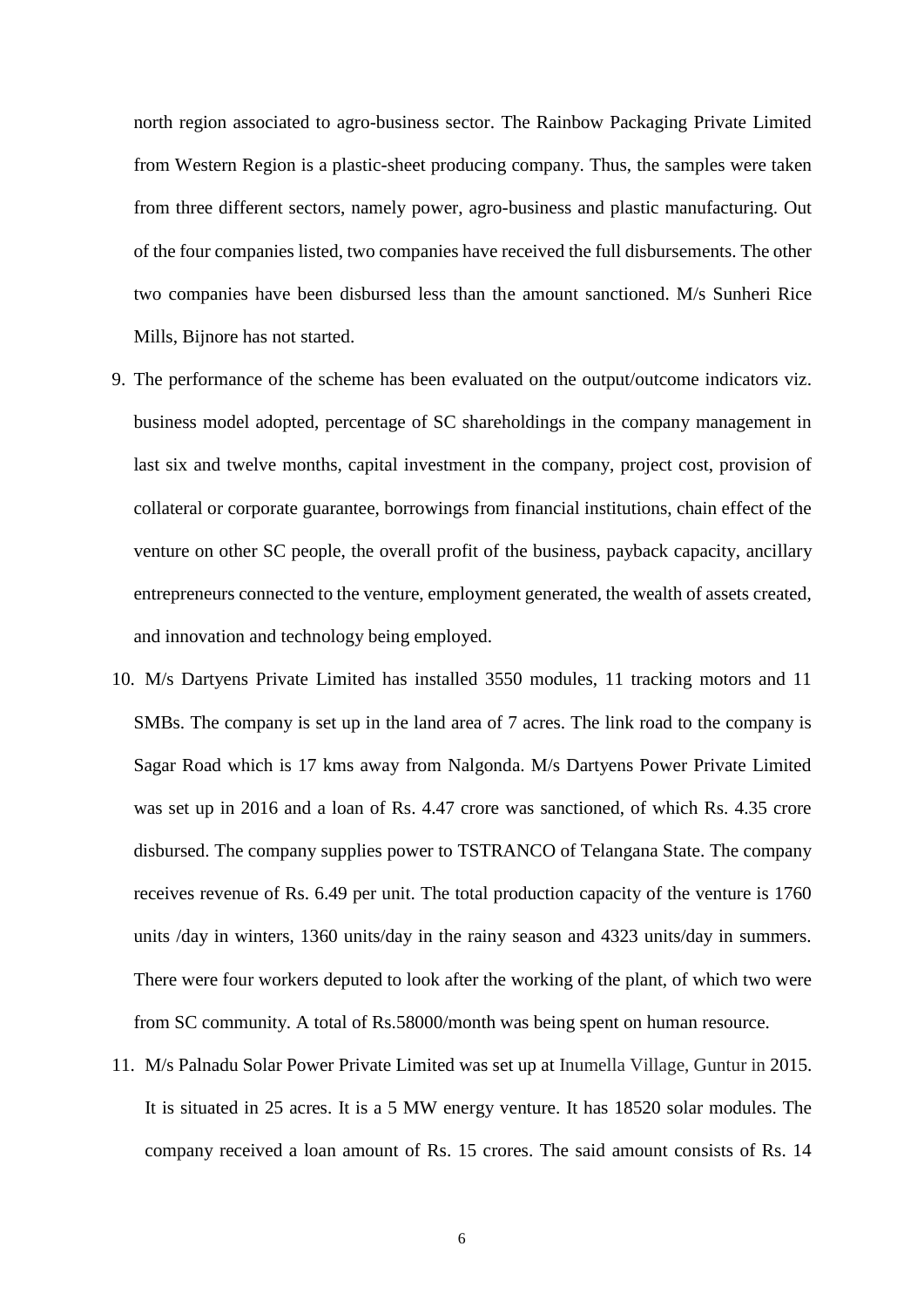north region associated to agro-business sector. The Rainbow Packaging Private Limited from Western Region is a plastic-sheet producing company. Thus, the samples were taken from three different sectors, namely power, agro-business and plastic manufacturing. Out of the four companies listed, two companies have received the full disbursements. The other two companies have been disbursed less than the amount sanctioned. M/s Sunheri Rice Mills, Bijnore has not started.

9. The performance of the scheme has been evaluated on the output/outcome indicators viz. business model adopted, percentage of SC shareholdings in the company management in last six and twelve months, capital investment in the company, project cost, provision of collateral or corporate guarantee, borrowings from financial institutions, chain effect of the venture on other SC people, the overall profit of the business, payback capacity, ancillary entrepreneurs connected to the venture, employment generated, the wealth of assets created, and innovation and technology being employed.

10. M/s Dartyens Private Limited has installed 3550 modules, 11 tracking motors and 11 SMBs. The company is set up in the land area of 7 acres. The link road to the company is Sagar Road which is 17 kms away from Nalgonda. M/s Dartyens Power Private Limited was set up in 2016 and a loan of Rs. 4.47 crore was sanctioned, of which Rs. 4.35 crore disbursed. The company supplies power to TSTRANCO of Telangana State. The company receives revenue of Rs. 6.49 per unit. The total production capacity of the venture is 1760 units /day in winters, 1360 units/day in the rainy season and 4323 units/day in summers. There were four workers deputed to look after the working of the plant, of which two were from SC community. A total of Rs.58000/month was being spent on human resource.

11. M/s Palnadu Solar Power Private Limited was set up at Inumella Village, Guntur in 2015. It is situated in 25 acres. It is a 5 MW energy venture. It has 18520 solar modules. The company received a loan amount of Rs. 15 crores. The said amount consists of Rs. 14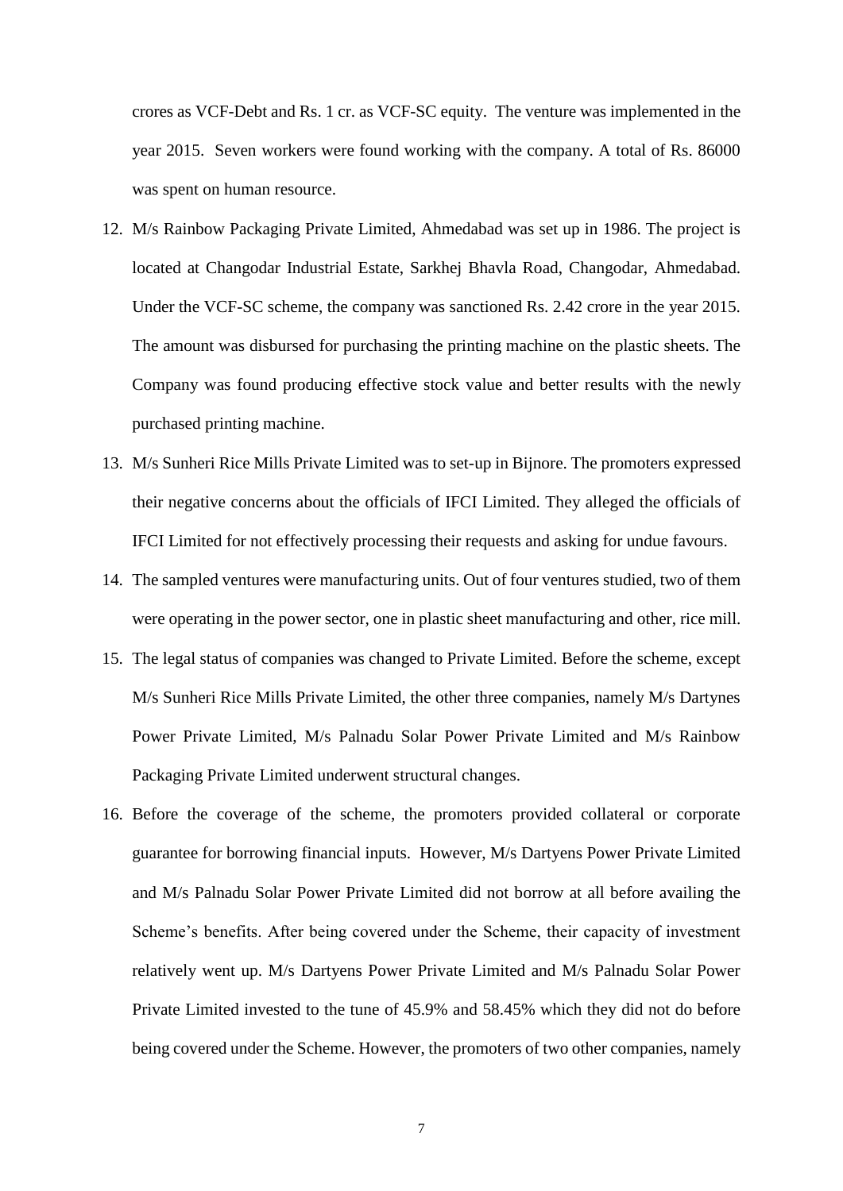crores as VCF-Debt and Rs. 1 cr. as VCF-SC equity. The venture was implemented in the year 2015. Seven workers were found working with the company. A total of Rs. 86000 was spent on human resource.

12. M/s Rainbow Packaging Private Limited, Ahmedabad was set up in 1986. The project is located at Changodar Industrial Estate, Sarkhej Bhavla Road, Changodar, Ahmedabad. Under the VCF-SC scheme, the company was sanctioned Rs. 2.42 crore in the year 2015. The amount was disbursed for purchasing the printing machine on the plastic sheets. The Company was found producing effective stock value and better results with the newly purchased printing machine.
13. M/s Sunheri Rice Mills Private Limited was to set-up in Bijnore. The promoters expressed their negative concerns about the officials of IFCI Limited. They alleged the officials of IFCI Limited for not effectively processing their requests and asking for undue favours.
14. The sampled ventures were manufacturing units. Out of four ventures studied, two of them were operating in the power sector, one in plastic sheet manufacturing and other, rice mill.
15. The legal status of companies was changed to Private Limited. Before the scheme, except M/s Sunheri Rice Mills Private Limited, the other three companies, namely M/s Dartynes Power Private Limited, M/s Palnadu Solar Power Private Limited and M/s Rainbow Packaging Private Limited underwent structural changes.
16. Before the coverage of the scheme, the promoters provided collateral or corporate guarantee for borrowing financial inputs. However, M/s Dartyens Power Private Limited and M/s Palnadu Solar Power Private Limited did not borrow at all before availing the Scheme's benefits. After being covered under the Scheme, their capacity of investment relatively went up. M/s Dartyens Power Private Limited and M/s Palnadu Solar Power Private Limited invested to the tune of 45.9% and 58.45% which they did not do before being covered under the Scheme. However, the promoters of two other companies, namely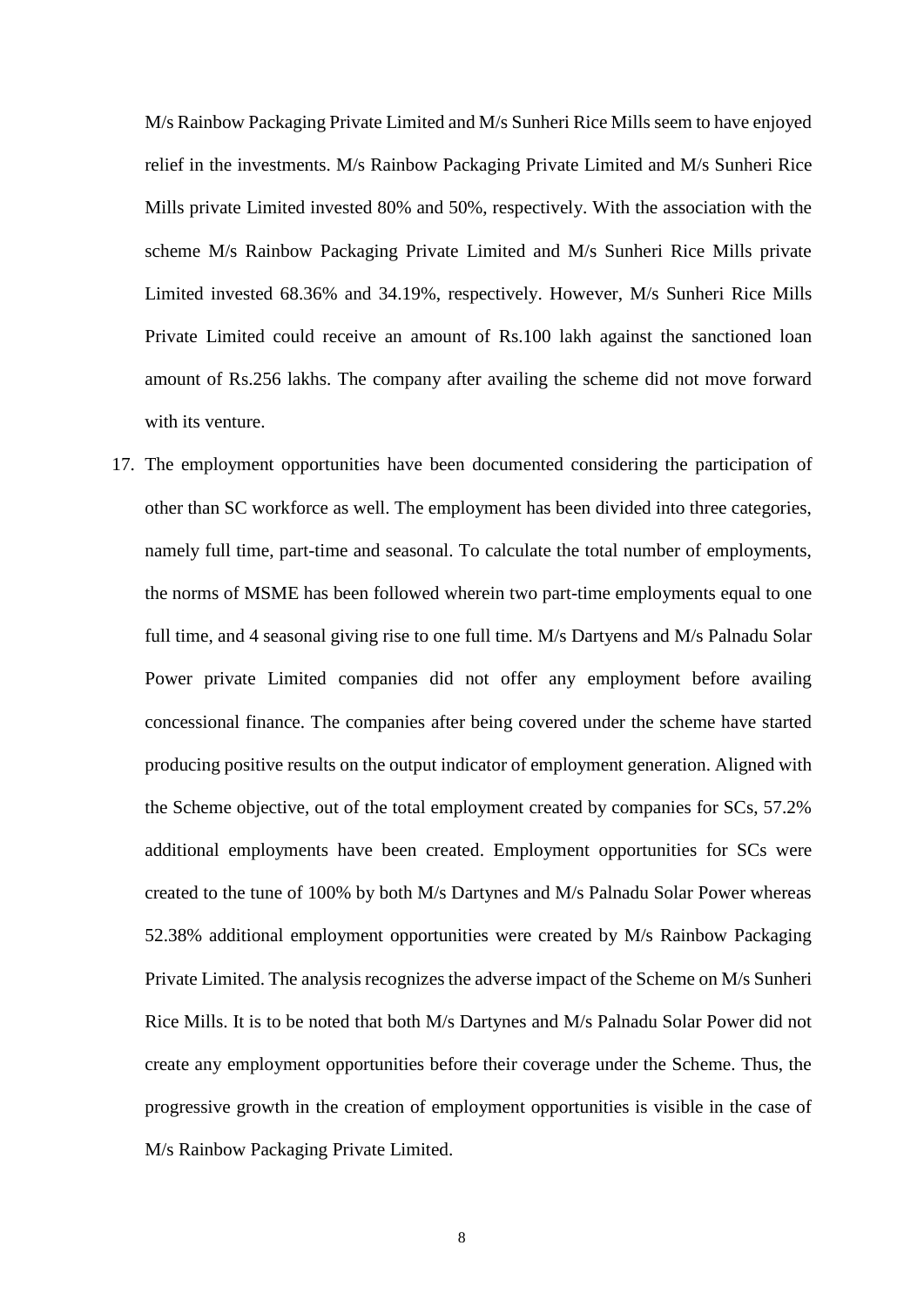M/s Rainbow Packaging Private Limited and M/s Sunheri Rice Mills seem to have enjoyed relief in the investments. M/s Rainbow Packaging Private Limited and M/s Sunheri Rice Mills private Limited invested 80% and 50%, respectively. With the association with the scheme M/s Rainbow Packaging Private Limited and M/s Sunheri Rice Mills private Limited invested 68.36% and 34.19%, respectively. However, M/s Sunheri Rice Mills Private Limited could receive an amount of Rs.100 lakh against the sanctioned loan amount of Rs.256 lakhs. The company after availing the scheme did not move forward with its venture.

17. The employment opportunities have been documented considering the participation of other than SC workforce as well. The employment has been divided into three categories, namely full time, part-time and seasonal. To calculate the total number of employments, the norms of MSME has been followed wherein two part-time employments equal to one full time, and 4 seasonal giving rise to one full time. M/s Dartyens and M/s Palnadu Solar Power private Limited companies did not offer any employment before availing concessional finance. The companies after being covered under the scheme have started producing positive results on the output indicator of employment generation. Aligned with the Scheme objective, out of the total employment created by companies for SCs, 57.2% additional employments have been created. Employment opportunities for SCs were created to the tune of 100% by both M/s Dartynes and M/s Palnadu Solar Power whereas 52.38% additional employment opportunities were created by M/s Rainbow Packaging Private Limited. The analysis recognizes the adverse impact of the Scheme on M/s Sunheri Rice Mills. It is to be noted that both M/s Dartynes and M/s Palnadu Solar Power did not create any employment opportunities before their coverage under the Scheme. Thus, the progressive growth in the creation of employment opportunities is visible in the case of M/s Rainbow Packaging Private Limited.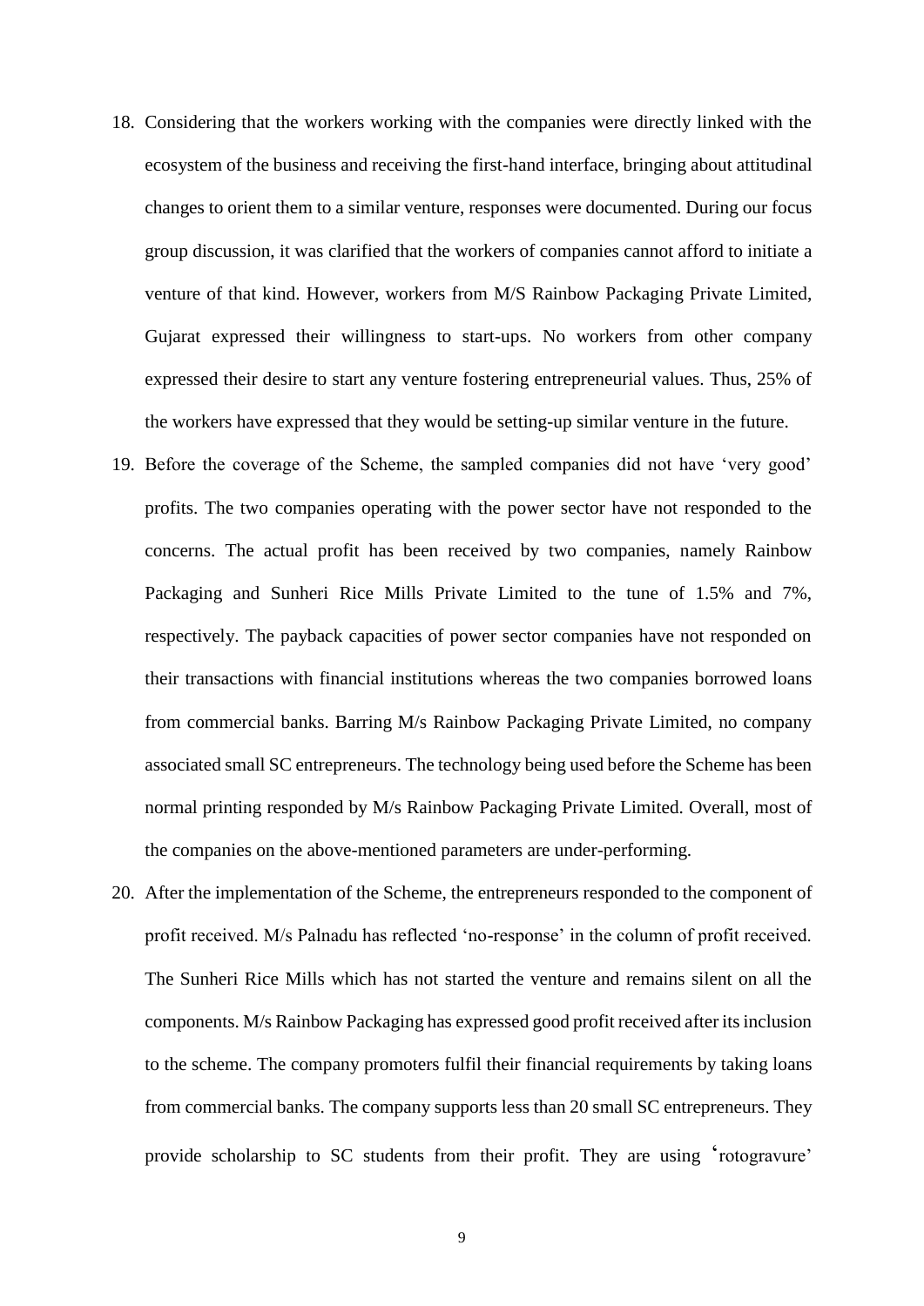18. Considering that the workers working with the companies were directly linked with the ecosystem of the business and receiving the first-hand interface, bringing about attitudinal changes to orient them to a similar venture, responses were documented. During our focus group discussion, it was clarified that the workers of companies cannot afford to initiate a venture of that kind. However, workers from M/S Rainbow Packaging Private Limited, Gujarat expressed their willingness to start-ups. No workers from other company expressed their desire to start any venture fostering entrepreneurial values. Thus, 25% of the workers have expressed that they would be setting-up similar venture in the future.
19. Before the coverage of the Scheme, the sampled companies did not have 'very good' profits. The two companies operating with the power sector have not responded to the concerns. The actual profit has been received by two companies, namely Rainbow Packaging and Sunheri Rice Mills Private Limited to the tune of 1.5% and 7%, respectively. The payback capacities of power sector companies have not responded on their transactions with financial institutions whereas the two companies borrowed loans from commercial banks. Barring M/s Rainbow Packaging Private Limited, no company associated small SC entrepreneurs. The technology being used before the Scheme has been normal printing responded by M/s Rainbow Packaging Private Limited. Overall, most of the companies on the above-mentioned parameters are under-performing.
20. After the implementation of the Scheme, the entrepreneurs responded to the component of profit received. M/s Palnadu has reflected 'no-response' in the column of profit received. The Sunheri Rice Mills which has not started the venture and remains silent on all the components. M/s Rainbow Packaging has expressed good profit received after its inclusion to the scheme. The company promoters fulfil their financial requirements by taking loans from commercial banks. The company supports less than 20 small SC entrepreneurs. They provide scholarship to SC students from their profit. They are using 'rotogravure'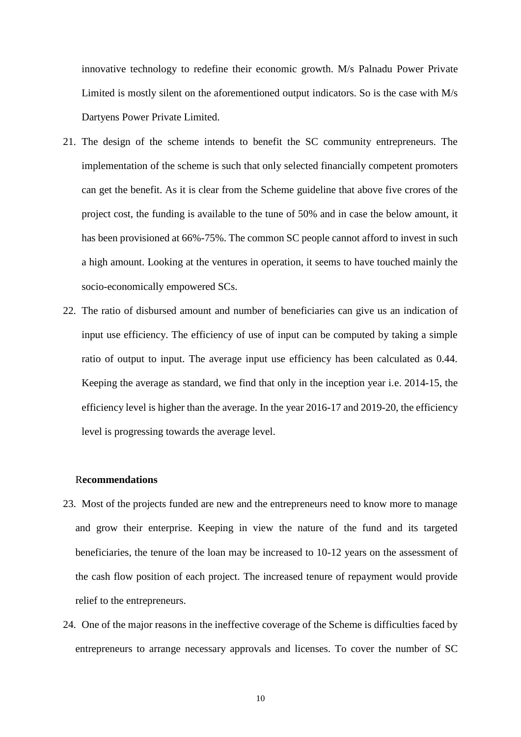innovative technology to redefine their economic growth. M/s Palnadu Power Private Limited is mostly silent on the aforementioned output indicators. So is the case with M/s Dartyens Power Private Limited.

21. The design of the scheme intends to benefit the SC community entrepreneurs. The implementation of the scheme is such that only selected financially competent promoters can get the benefit. As it is clear from the Scheme guideline that above five crores of the project cost, the funding is available to the tune of 50% and in case the below amount, it has been provisioned at 66%-75%. The common SC people cannot afford to invest in such a high amount. Looking at the ventures in operation, it seems to have touched mainly the socio-economically empowered SCs.

22. The ratio of disbursed amount and number of beneficiaries can give us an indication of input use efficiency. The efficiency of use of input can be computed by taking a simple ratio of output to input. The average input use efficiency has been calculated as 0.44. Keeping the average as standard, we find that only in the inception year i.e. 2014-15, the efficiency level is higher than the average. In the year 2016-17 and 2019-20, the efficiency level is progressing towards the average level.

**Recommendations**

23. Most of the projects funded are new and the entrepreneurs need to know more to manage and grow their enterprise. Keeping in view the nature of the fund and its targeted beneficiaries, the tenure of the loan may be increased to 10-12 years on the assessment of the cash flow position of each project. The increased tenure of repayment would provide relief to the entrepreneurs.

24. One of the major reasons in the ineffective coverage of the Scheme is difficulties faced by entrepreneurs to arrange necessary approvals and licenses. To cover the number of SC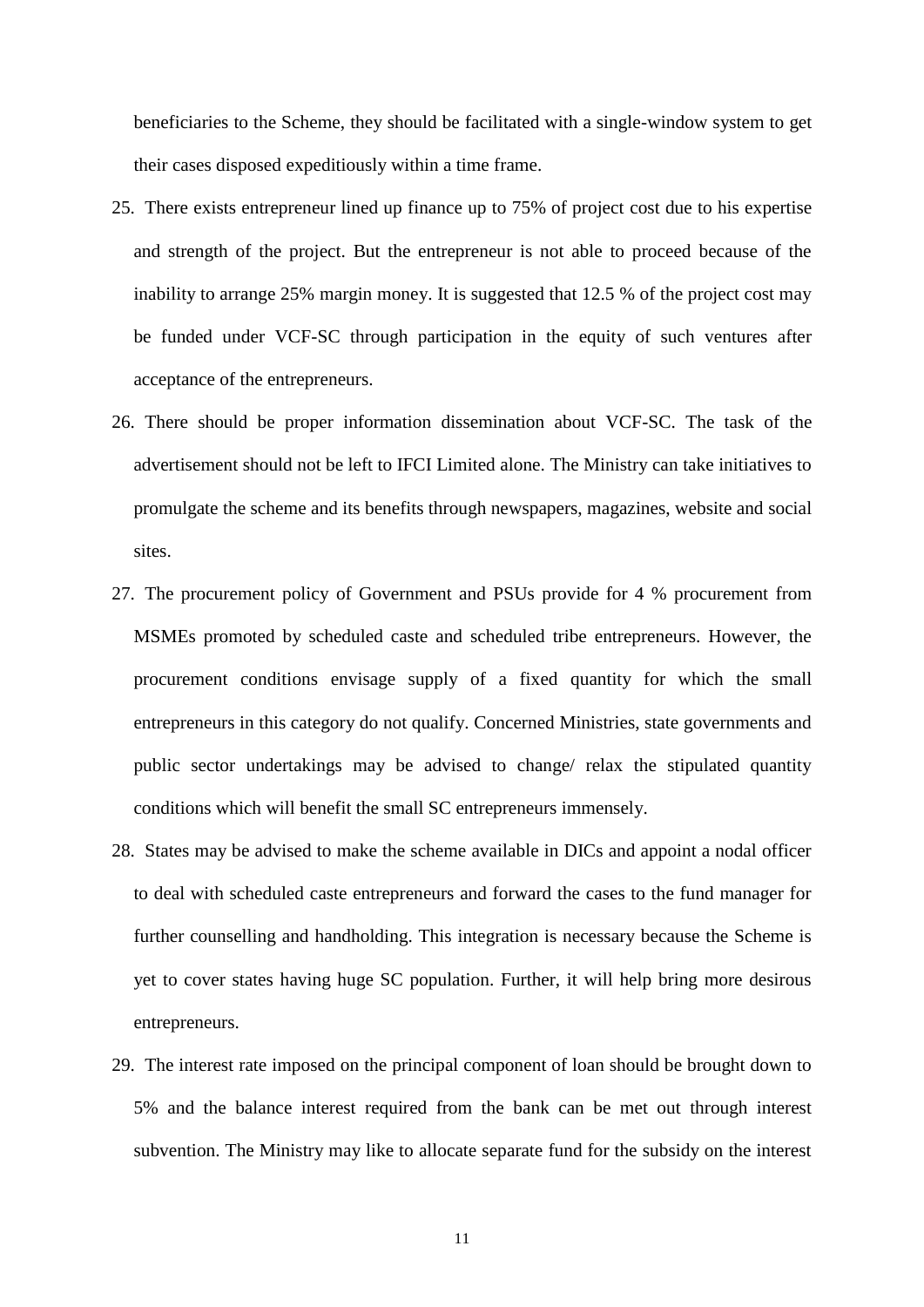beneficiaries to the Scheme, they should be facilitated with a single-window system to get their cases disposed expeditiously within a time frame.

25. There exists entrepreneur lined up finance up to 75% of project cost due to his expertise and strength of the project. But the entrepreneur is not able to proceed because of the inability to arrange 25% margin money. It is suggested that 12.5 % of the project cost may be funded under VCF-SC through participation in the equity of such ventures after acceptance of the entrepreneurs.
26. There should be proper information dissemination about VCF-SC. The task of the advertisement should not be left to IFCI Limited alone. The Ministry can take initiatives to promulgate the scheme and its benefits through newspapers, magazines, website and social sites.
27. The procurement policy of Government and PSUs provide for 4 % procurement from MSMEs promoted by scheduled caste and scheduled tribe entrepreneurs. However, the procurement conditions envisage supply of a fixed quantity for which the small entrepreneurs in this category do not qualify. Concerned Ministries, state governments and public sector undertakings may be advised to change/ relax the stipulated quantity conditions which will benefit the small SC entrepreneurs immensely.
28. States may be advised to make the scheme available in DICs and appoint a nodal officer to deal with scheduled caste entrepreneurs and forward the cases to the fund manager for further counselling and handholding. This integration is necessary because the Scheme is yet to cover states having huge SC population. Further, it will help bring more desirous entrepreneurs.
29. The interest rate imposed on the principal component of loan should be brought down to 5% and the balance interest required from the bank can be met out through interest subvention. The Ministry may like to allocate separate fund for the subsidy on the interest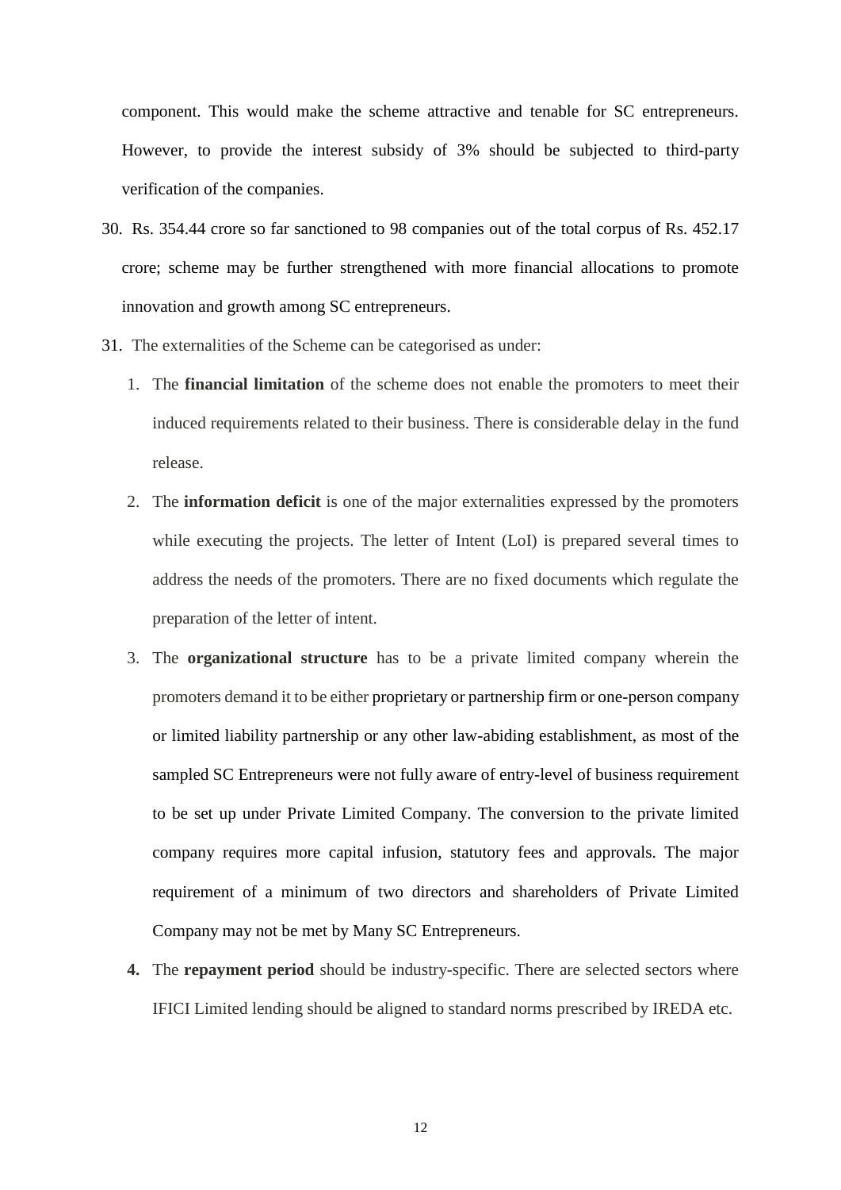component. This would make the scheme attractive and tenable for SC entrepreneurs. However, to provide the interest subsidy of 3% should be subjected to third-party verification of the companies.

30. Rs. 354.44 crore so far sanctioned to 98 companies out of the total corpus of Rs. 452.17 crore; scheme may be further strengthened with more financial allocations to promote innovation and growth among SC entrepreneurs.

31. The externalities of the Scheme can be categorised as under:

    1. The **financial limitation** of the scheme does not enable the promoters to meet their induced requirements related to their business. There is considerable delay in the fund release.
    2. The **information deficit** is one of the major externalities expressed by the promoters while executing the projects. The letter of Intent (LoI) is prepared several times to address the needs of the promoters. There are no fixed documents which regulate the preparation of the letter of intent.
    3. The **organizational structure** has to be a private limited company wherein the promoters demand it to be either proprietary or partnership firm or one-person company or limited liability partnership or any other law-abiding establishment, as most of the sampled SC Entrepreneurs were not fully aware of entry-level of business requirement to be set up under Private Limited Company. The conversion to the private limited company requires more capital infusion, statutory fees and approvals. The major requirement of a minimum of two directors and shareholders of Private Limited Company may not be met by Many SC Entrepreneurs.
    4. The **repayment period** should be industry-specific. There are selected sectors where IFICI Limited lending should be aligned to standard norms prescribed by IREDA etc.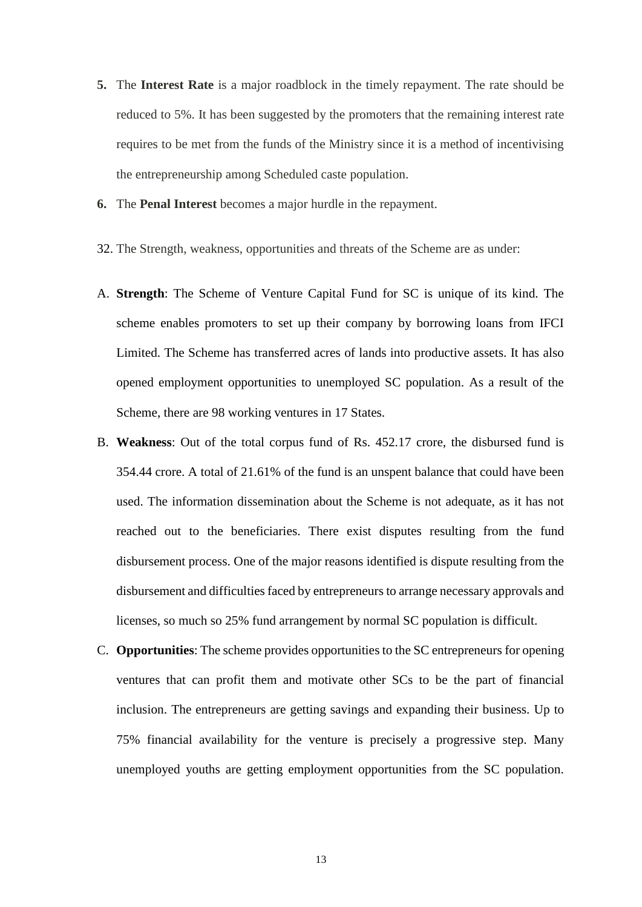5. The **Interest Rate** is a major roadblock in the timely repayment. The rate should be reduced to 5%. It has been suggested by the promoters that the remaining interest rate requires to be met from the funds of the Ministry since it is a method of incentivising the entrepreneurship among Scheduled caste population.
6. The **Penal Interest** becomes a major hurdle in the repayment.

32. The Strength, weakness, opportunities and threats of the Scheme are as under:

A. **Strength**: The Scheme of Venture Capital Fund for SC is unique of its kind. The scheme enables promoters to set up their company by borrowing loans from IFCI Limited. The Scheme has transferred acres of lands into productive assets. It has also opened employment opportunities to unemployed SC population. As a result of the Scheme, there are 98 working ventures in 17 States.

B. **Weakness**: Out of the total corpus fund of Rs. 452.17 crore, the disbursed fund is 354.44 crore. A total of 21.61% of the fund is an unspent balance that could have been used. The information dissemination about the Scheme is not adequate, as it has not reached out to the beneficiaries. There exist disputes resulting from the fund disbursement process. One of the major reasons identified is dispute resulting from the disbursement and difficulties faced by entrepreneurs to arrange necessary approvals and licenses, so much so 25% fund arrangement by normal SC population is difficult.

C. **Opportunities**: The scheme provides opportunities to the SC entrepreneurs for opening ventures that can profit them and motivate other SCs to be the part of financial inclusion. The entrepreneurs are getting savings and expanding their business. Up to 75% financial availability for the venture is precisely a progressive step. Many unemployed youths are getting employment opportunities from the SC population.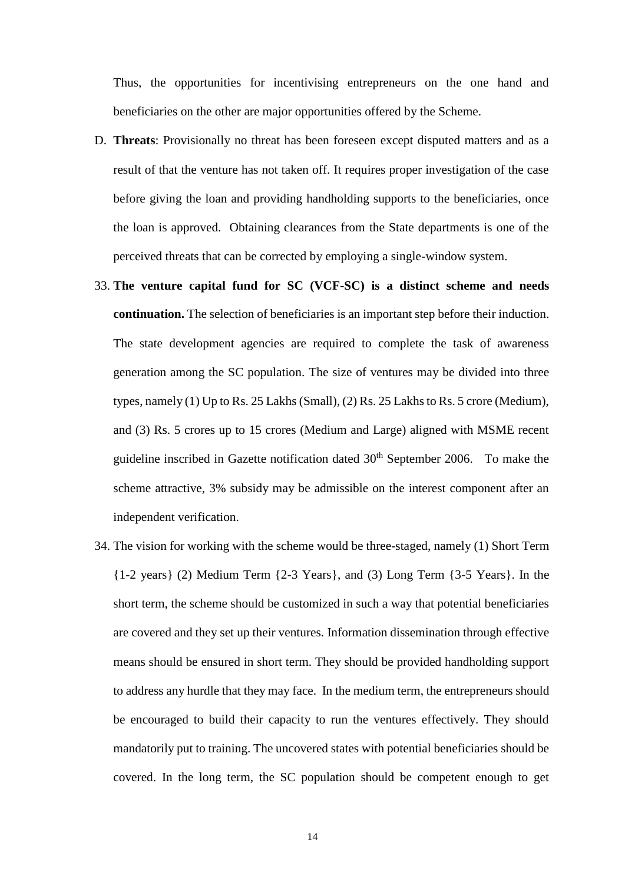Thus, the opportunities for incentivising entrepreneurs on the one hand and beneficiaries on the other are major opportunities offered by the Scheme.

D. **Threats**: Provisionally no threat has been foreseen except disputed matters and as a result of that the venture has not taken off. It requires proper investigation of the case before giving the loan and providing handholding supports to the beneficiaries, once the loan is approved. Obtaining clearances from the State departments is one of the perceived threats that can be corrected by employing a single-window system.

33. **The venture capital fund for SC (VCF-SC) is a distinct scheme and needs continuation.** The selection of beneficiaries is an important step before their induction. The state development agencies are required to complete the task of awareness generation among the SC population. The size of ventures may be divided into three types, namely (1) Up to Rs. 25 Lakhs (Small), (2) Rs. 25 Lakhs to Rs. 5 crore (Medium), and (3) Rs. 5 crores up to 15 crores (Medium and Large) aligned with MSME recent guideline inscribed in Gazette notification dated 30th September 2006. To make the scheme attractive, 3% subsidy may be admissible on the interest component after an independent verification.

34. The vision for working with the scheme would be three-staged, namely (1) Short Term {1-2 years} (2) Medium Term {2-3 Years}, and (3) Long Term {3-5 Years}. In the short term, the scheme should be customized in such a way that potential beneficiaries are covered and they set up their ventures. Information dissemination through effective means should be ensured in short term. They should be provided handholding support to address any hurdle that they may face. In the medium term, the entrepreneurs should be encouraged to build their capacity to run the ventures effectively. They should mandatorily put to training. The uncovered states with potential beneficiaries should be covered. In the long term, the SC population should be competent enough to get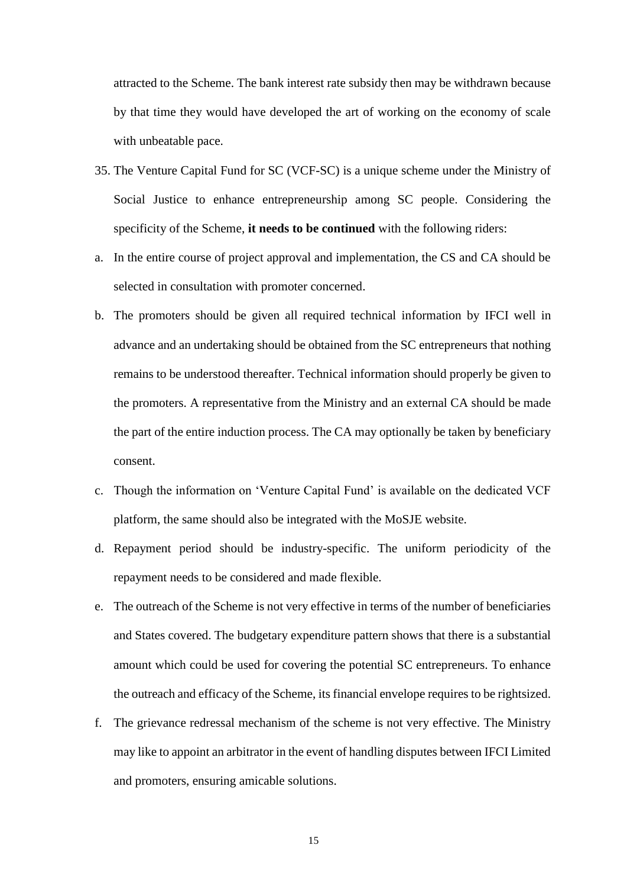attracted to the Scheme. The bank interest rate subsidy then may be withdrawn because by that time they would have developed the art of working on the economy of scale with unbeatable pace.

35. The Venture Capital Fund for SC (VCF-SC) is a unique scheme under the Ministry of Social Justice to enhance entrepreneurship among SC people. Considering the specificity of the Scheme, **it needs to be continued** with the following riders:

a. In the entire course of project approval and implementation, the CS and CA should be selected in consultation with promoter concerned.

b. The promoters should be given all required technical information by IFCI well in advance and an undertaking should be obtained from the SC entrepreneurs that nothing remains to be understood thereafter. Technical information should properly be given to the promoters. A representative from the Ministry and an external CA should be made the part of the entire induction process. The CA may optionally be taken by beneficiary consent.

c. Though the information on 'Venture Capital Fund' is available on the dedicated VCF platform, the same should also be integrated with the MoSJE website.

d. Repayment period should be industry-specific. The uniform periodicity of the repayment needs to be considered and made flexible.

e. The outreach of the Scheme is not very effective in terms of the number of beneficiaries and States covered. The budgetary expenditure pattern shows that there is a substantial amount which could be used for covering the potential SC entrepreneurs. To enhance the outreach and efficacy of the Scheme, its financial envelope requires to be rightsized.

f. The grievance redressal mechanism of the scheme is not very effective. The Ministry may like to appoint an arbitrator in the event of handling disputes between IFCI Limited and promoters, ensuring amicable solutions.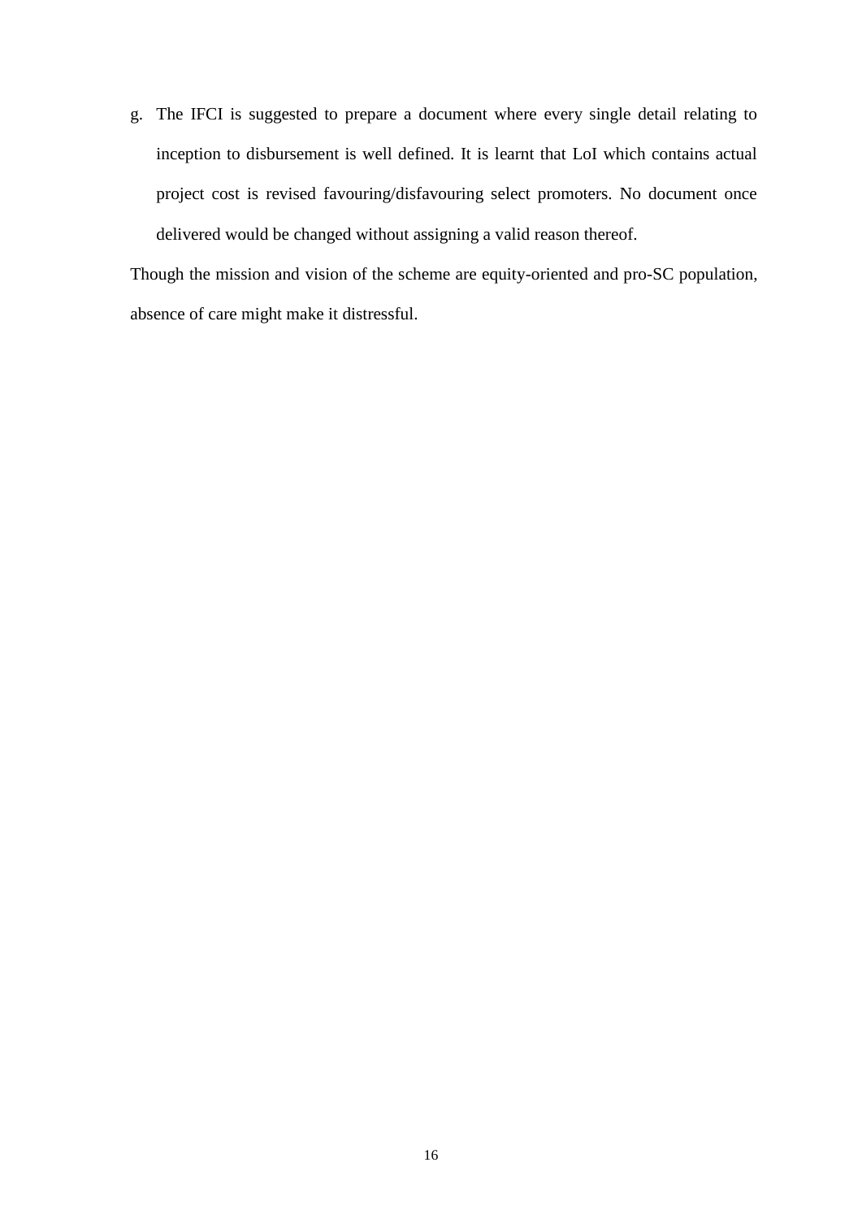g. The IFCI is suggested to prepare a document where every single detail relating to inception to disbursement is well defined. It is learnt that LoI which contains actual project cost is revised favouring/disfavouring select promoters. No document once delivered would be changed without assigning a valid reason thereof.

Though the mission and vision of the scheme are equity-oriented and pro-SC population, absence of care might make it distressful.